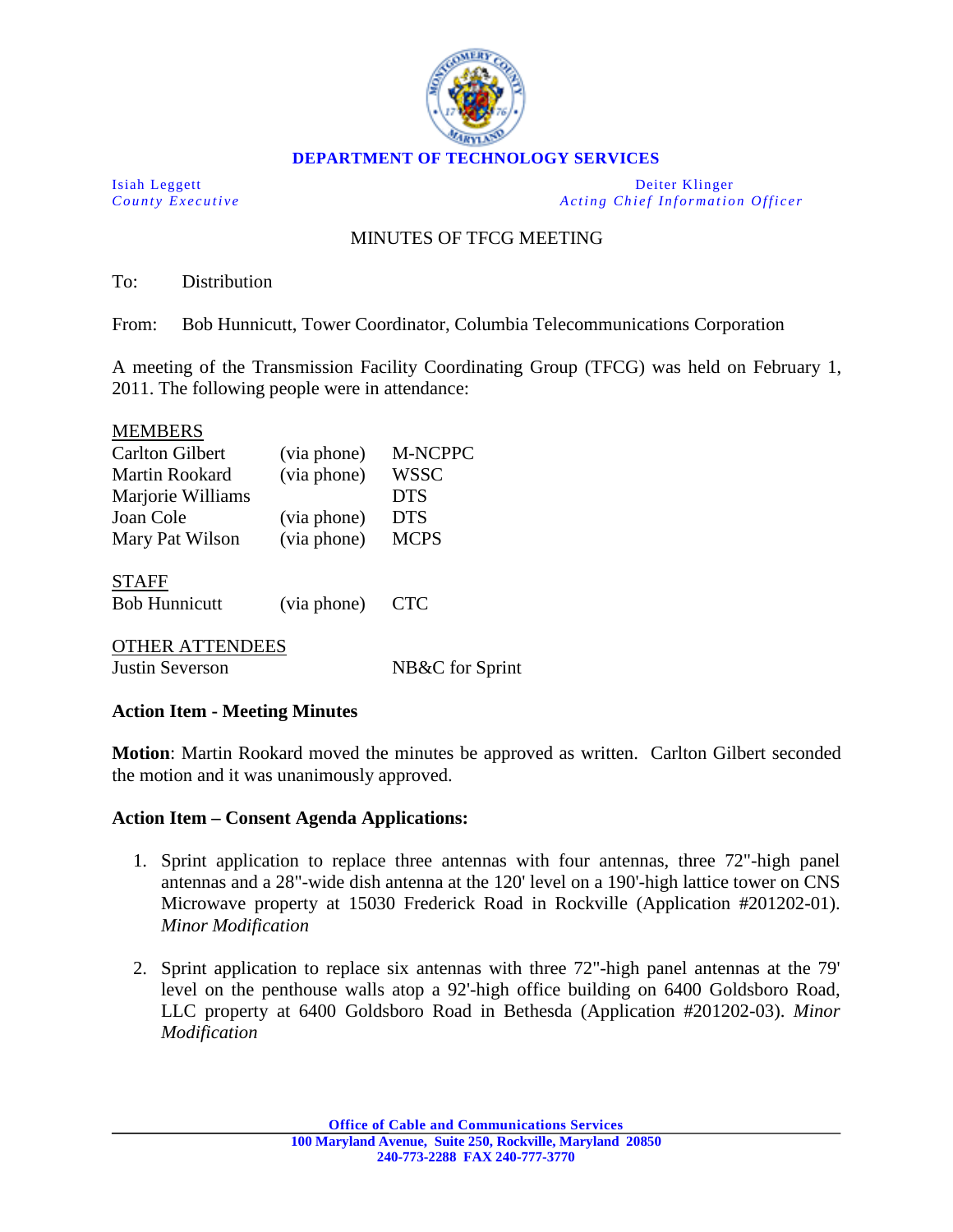**DEPARTMENT OF TECHNOLOGY SERVICES**

*Isiah Leggett*
*County Executive*

*Deiter Klinger*
*Acting Chief Information Officer*

# MINUTES OF TFCG MEETING

To: Distribution

From: Bob Hunnicutt, Tower Coordinator, Columbia Telecommunications Corporation

A meeting of the Transmission Facility Coordinating Group (TFCG) was held on February 1, 2011. The following people were in attendance:

MEMBERS

| | | |
|---|---|---|
| Carlton Gilbert | (via phone) | M-NCPPC |
| Martin Rookard | (via phone) | WSSC |
| Marjorie Williams | | DTS |
| Joan Cole | (via phone) | DTS |
| Mary Pat Wilson | (via phone) | MCPS |

STAFF

| | | |
|---|---|---|
| Bob Hunnicutt | (via phone) | CTC |

OTHER ATTENDEES

| | | |
|---|---|---|
| Justin Severson | | NB&C for Sprint |

**Action Item - Meeting Minutes**

**Motion**: Martin Rookard moved the minutes be approved as written. Carlton Gilbert seconded the motion and it was unanimously approved.

**Action Item – Consent Agenda Applications:**

1. Sprint application to replace three antennas with four antennas, three 72"-high panel antennas and a 28"-wide dish antenna at the 120' level on a 190'-high lattice tower on CNS Microwave property at 15030 Frederick Road in Rockville (Application #201202-01). *Minor Modification*

2. Sprint application to replace six antennas with three 72"-high panel antennas at the 79' level on the penthouse walls atop a 92'-high office building on 6400 Goldsboro Road, LLC property at 6400 Goldsboro Road in Bethesda (Application #201202-03). *Minor Modification*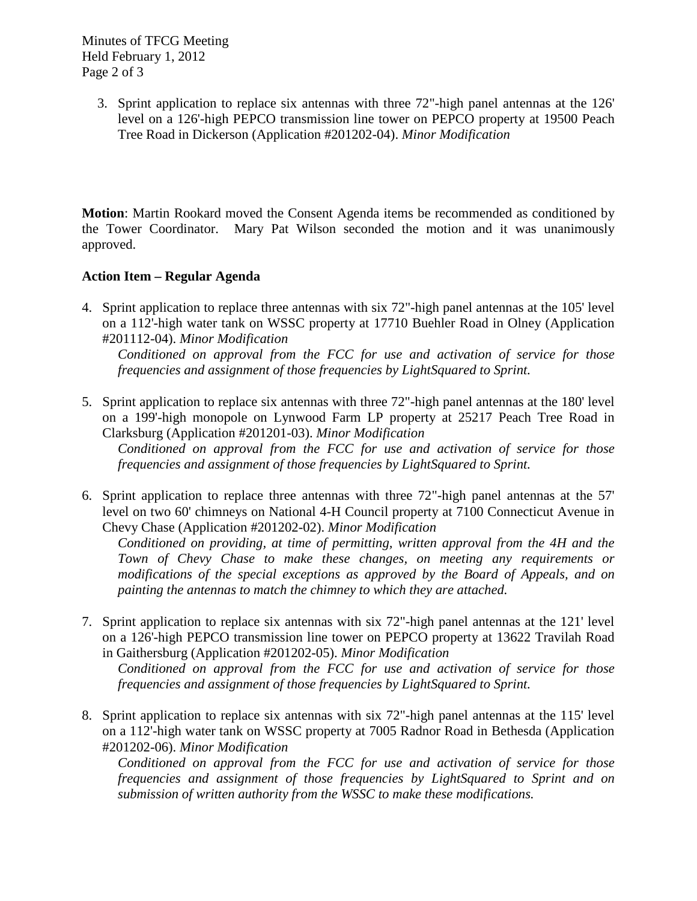3. Sprint application to replace six antennas with three 72"-high panel antennas at the 126' level on a 126'-high PEPCO transmission line tower on PEPCO property at 19500 Peach Tree Road in Dickerson (Application #201202-04). *Minor Modification*

**Motion**: Martin Rookard moved the Consent Agenda items be recommended as conditioned by the Tower Coordinator. Mary Pat Wilson seconded the motion and it was unanimously approved.

**Action Item – Regular Agenda**

4. Sprint application to replace three antennas with six 72"-high panel antennas at the 105' level on a 112'-high water tank on WSSC property at 17710 Buehler Road in Olney (Application #201112-04). *Minor Modification*
   *Conditioned on approval from the FCC for use and activation of service for those frequencies and assignment of those frequencies by LightSquared to Sprint.*

5. Sprint application to replace six antennas with three 72"-high panel antennas at the 180' level on a 199'-high monopole on Lynwood Farm LP property at 25217 Peach Tree Road in Clarksburg (Application #201201-03). *Minor Modification*
   *Conditioned on approval from the FCC for use and activation of service for those frequencies and assignment of those frequencies by LightSquared to Sprint.*

6. Sprint application to replace three antennas with three 72"-high panel antennas at the 57' level on two 60' chimneys on National 4-H Council property at 7100 Connecticut Avenue in Chevy Chase (Application #201202-02). *Minor Modification*
   *Conditioned on providing, at time of permitting, written approval from the 4H and the Town of Chevy Chase to make these changes, on meeting any requirements or modifications of the special exceptions as approved by the Board of Appeals, and on painting the antennas to match the chimney to which they are attached.*

7. Sprint application to replace six antennas with six 72"-high panel antennas at the 121' level on a 126'-high PEPCO transmission line tower on PEPCO property at 13622 Travilah Road in Gaithersburg (Application #201202-05). *Minor Modification*
   *Conditioned on approval from the FCC for use and activation of service for those frequencies and assignment of those frequencies by LightSquared to Sprint.*

8. Sprint application to replace six antennas with six 72"-high panel antennas at the 115' level on a 112'-high water tank on WSSC property at 7005 Radnor Road in Bethesda (Application #201202-06). *Minor Modification*
   *Conditioned on approval from the FCC for use and activation of service for those frequencies and assignment of those frequencies by LightSquared to Sprint and on submission of written authority from the WSSC to make these modifications.*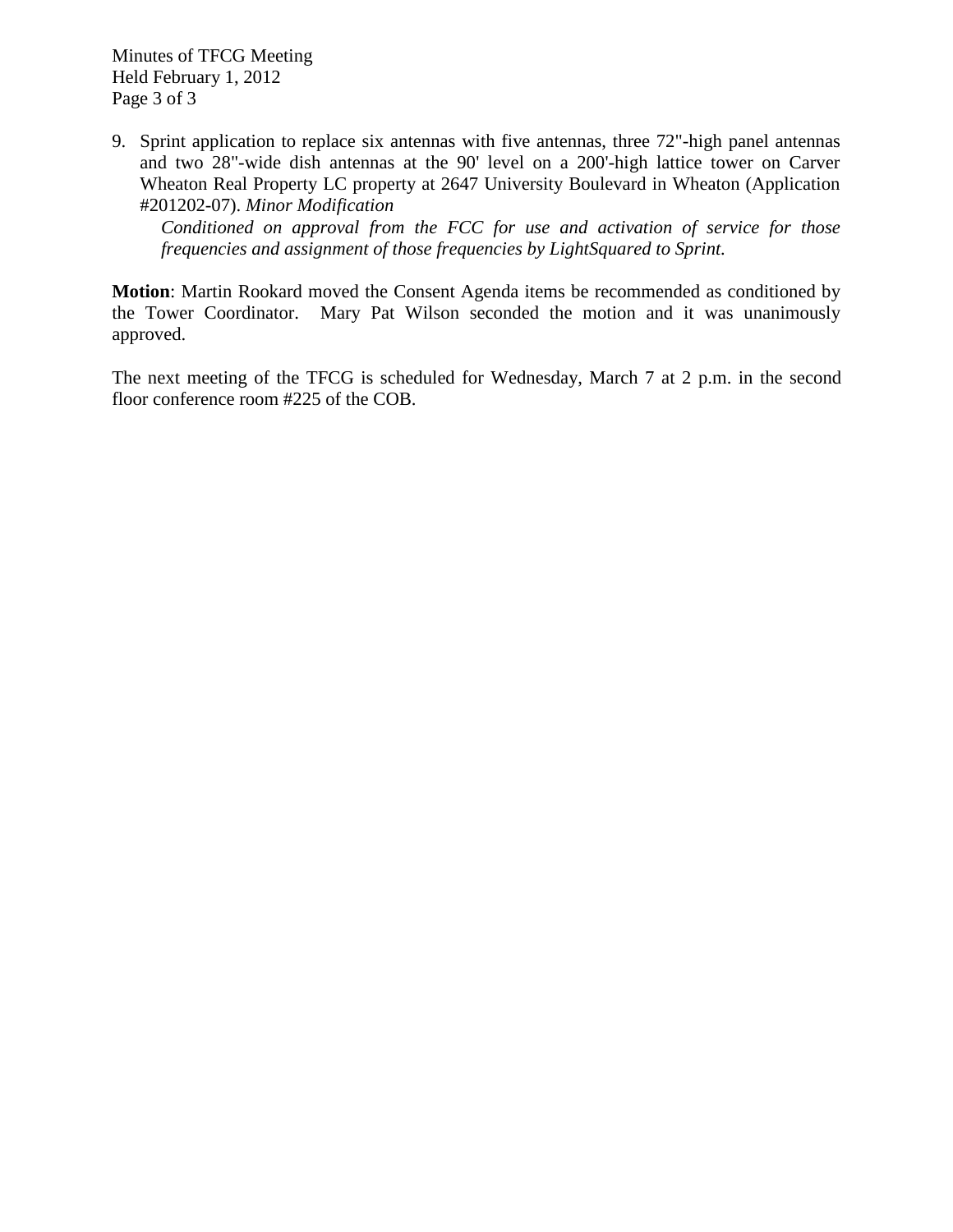9. Sprint application to replace six antennas with five antennas, three 72"-high panel antennas and two 28"-wide dish antennas at the 90' level on a 200'-high lattice tower on Carver Wheaton Real Property LC property at 2647 University Boulevard in Wheaton (Application #201202-07). *Minor Modification*

   *Conditioned on approval from the FCC for use and activation of service for those frequencies and assignment of those frequencies by LightSquared to Sprint.*

**Motion**: Martin Rookard moved the Consent Agenda items be recommended as conditioned by the Tower Coordinator. Mary Pat Wilson seconded the motion and it was unanimously approved.

The next meeting of the TFCG is scheduled for Wednesday, March 7 at 2 p.m. in the second floor conference room #225 of the COB.